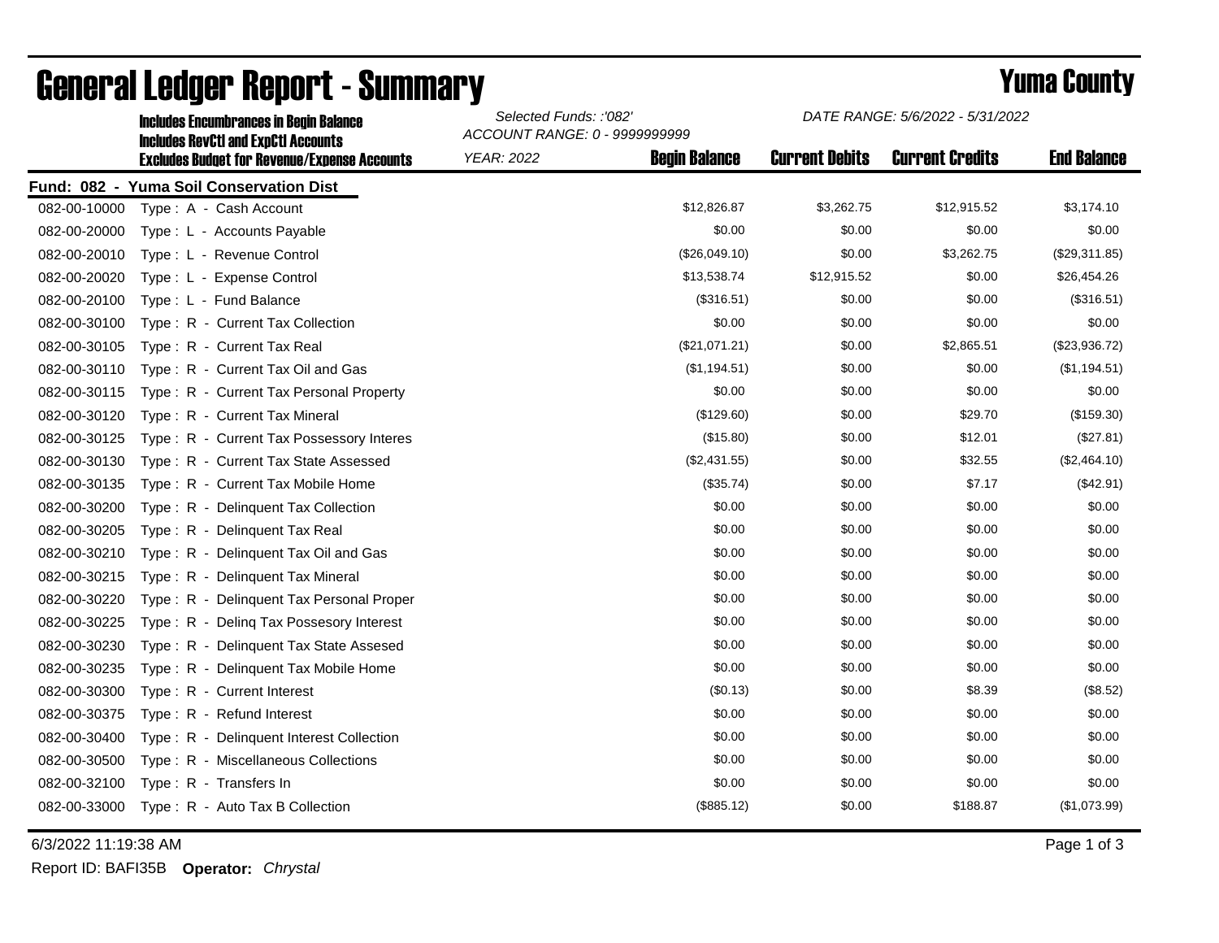# General Ledger Report - Summary

## Yuma County

**Includes Encumbrances in Begin Balance**
**Includes RevCtl and ExpCtl Accounts**
**Excludes Budget for Revenue/Expense Accounts**

*Selected Funds: :'082'*
*ACCOUNT RANGE: 0 - 9999999999*
*YEAR: 2022*

*DATE RANGE: 5/6/2022 - 5/31/2022*

**Fund: 082 - Yuma Soil Conservation Dist**

| Account | Description | Begin Balance | Current Debits | Current Credits | End Balance |
|---|---|---|---|---|---|
| 082-00-10000 | Type : A - Cash Account | $12,826.87 | $3,262.75 | $12,915.52 | $3,174.10 |
| 082-00-20000 | Type : L - Accounts Payable | $0.00 | $0.00 | $0.00 | $0.00 |
| 082-00-20010 | Type : L - Revenue Control | ($26,049.10) | $0.00 | $3,262.75 | ($29,311.85) |
| 082-00-20020 | Type : L - Expense Control | $13,538.74 | $12,915.52 | $0.00 | $26,454.26 |
| 082-00-20100 | Type : L - Fund Balance | ($316.51) | $0.00 | $0.00 | ($316.51) |
| 082-00-30100 | Type : R - Current Tax Collection | $0.00 | $0.00 | $0.00 | $0.00 |
| 082-00-30105 | Type : R - Current Tax Real | ($21,071.21) | $0.00 | $2,865.51 | ($23,936.72) |
| 082-00-30110 | Type : R - Current Tax Oil and Gas | ($1,194.51) | $0.00 | $0.00 | ($1,194.51) |
| 082-00-30115 | Type : R - Current Tax Personal Property | $0.00 | $0.00 | $0.00 | $0.00 |
| 082-00-30120 | Type : R - Current Tax Mineral | ($129.60) | $0.00 | $29.70 | ($159.30) |
| 082-00-30125 | Type : R - Current Tax Possessory Interes | ($15.80) | $0.00 | $12.01 | ($27.81) |
| 082-00-30130 | Type : R - Current Tax State Assessed | ($2,431.55) | $0.00 | $32.55 | ($2,464.10) |
| 082-00-30135 | Type : R - Current Tax Mobile Home | ($35.74) | $0.00 | $7.17 | ($42.91) |
| 082-00-30200 | Type : R - Delinquent Tax Collection | $0.00 | $0.00 | $0.00 | $0.00 |
| 082-00-30205 | Type : R - Delinquent Tax Real | $0.00 | $0.00 | $0.00 | $0.00 |
| 082-00-30210 | Type : R - Delinquent Tax Oil and Gas | $0.00 | $0.00 | $0.00 | $0.00 |
| 082-00-30215 | Type : R - Delinquent Tax Mineral | $0.00 | $0.00 | $0.00 | $0.00 |
| 082-00-30220 | Type : R - Delinquent Tax Personal Proper | $0.00 | $0.00 | $0.00 | $0.00 |
| 082-00-30225 | Type : R - Delinq Tax Possesory Interest | $0.00 | $0.00 | $0.00 | $0.00 |
| 082-00-30230 | Type : R - Delinquent Tax State Assesed | $0.00 | $0.00 | $0.00 | $0.00 |
| 082-00-30235 | Type : R - Delinquent Tax Mobile Home | $0.00 | $0.00 | $0.00 | $0.00 |
| 082-00-30300 | Type : R - Current Interest | ($0.13) | $0.00 | $8.39 | ($8.52) |
| 082-00-30375 | Type : R - Refund Interest | $0.00 | $0.00 | $0.00 | $0.00 |
| 082-00-30400 | Type : R - Delinquent Interest Collection | $0.00 | $0.00 | $0.00 | $0.00 |
| 082-00-30500 | Type : R - Miscellaneous Collections | $0.00 | $0.00 | $0.00 | $0.00 |
| 082-00-32100 | Type : R - Transfers In | $0.00 | $0.00 | $0.00 | $0.00 |
| 082-00-33000 | Type : R - Auto Tax B Collection | ($885.12) | $0.00 | $188.87 | ($1,073.99) |

6/3/2022 11:19:38 AM

Report ID: BAFI35B **Operator:** *Chrystal*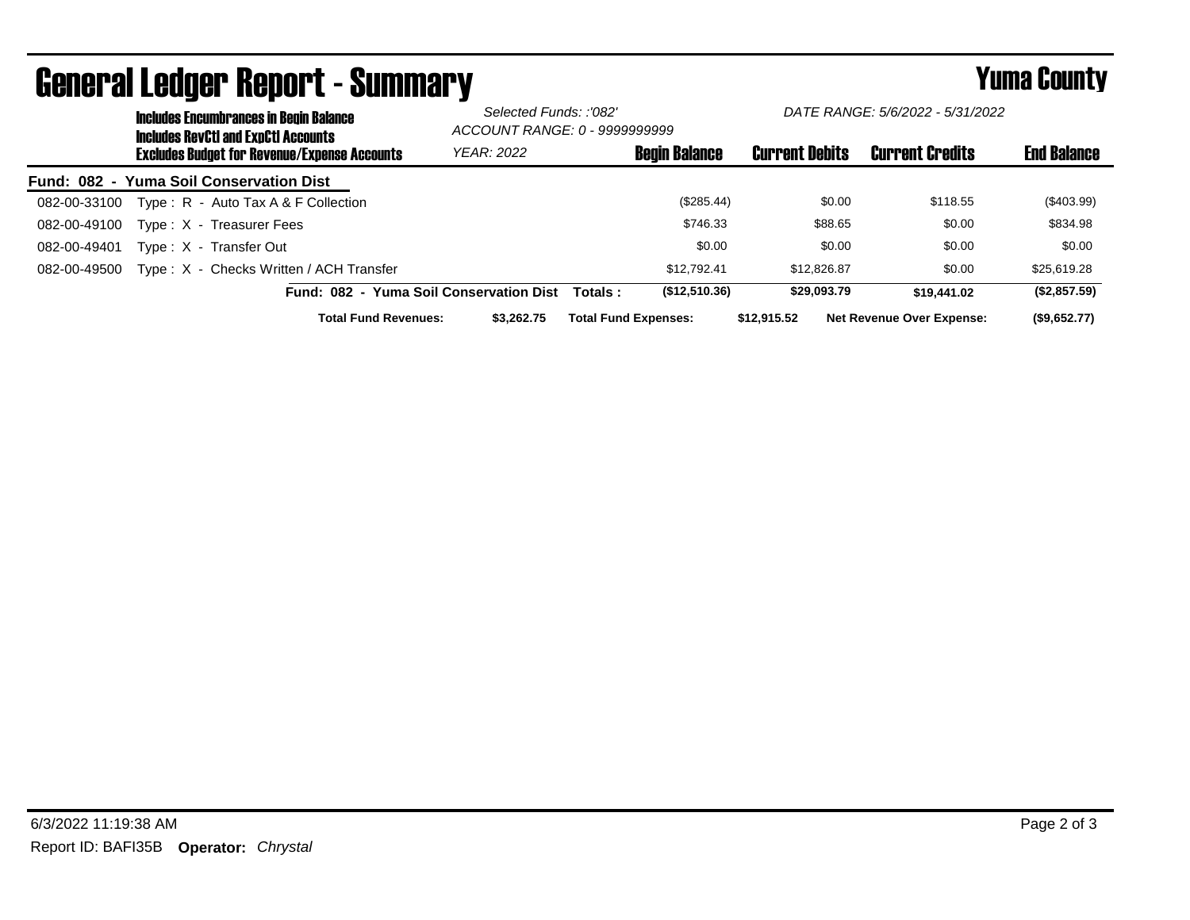# General Ledger Report - Summary

## Yuma County

**Includes Encumbrances in Begin Balance**
**Includes RevCtl and ExpCtl Accounts**
**Excludes Budget for Revenue/Expense Accounts**

*Selected Funds: :'082'*
*ACCOUNT RANGE: 0 - 9999999999*
*YEAR: 2022*

*DATE RANGE: 5/6/2022 - 5/31/2022*

**Fund: 082 - Yuma Soil Conservation Dist**

| Account | Description | Begin Balance | Current Debits | Current Credits | End Balance |
|---|---|---|---|---|---|
| 082-00-33100 | Type : R - Auto Tax A & F Collection | ($285.44) | $0.00 | $118.55 | ($403.99) |
| 082-00-49100 | Type : X - Treasurer Fees | $746.33 | $88.65 | $0.00 | $834.98 |
| 082-00-49401 | Type : X - Transfer Out | $0.00 | $0.00 | $0.00 | $0.00 |
| 082-00-49500 | Type : X - Checks Written / ACH Transfer | $12,792.41 | $12,826.87 | $0.00 | $25,619.28 |
| | **Fund: 082 - Yuma Soil Conservation Dist Totals :** | **($12,510.36)** | **$29,093.79** | **$19,441.02** | **($2,857.59)** |

**Total Fund Revenues:** $3,262.75 **Total Fund Expenses:** $12,915.52 **Net Revenue Over Expense:** ($9,652.77)

6/3/2022 11:19:38 AM

Report ID: BAFI35B **Operator:** *Chrystal*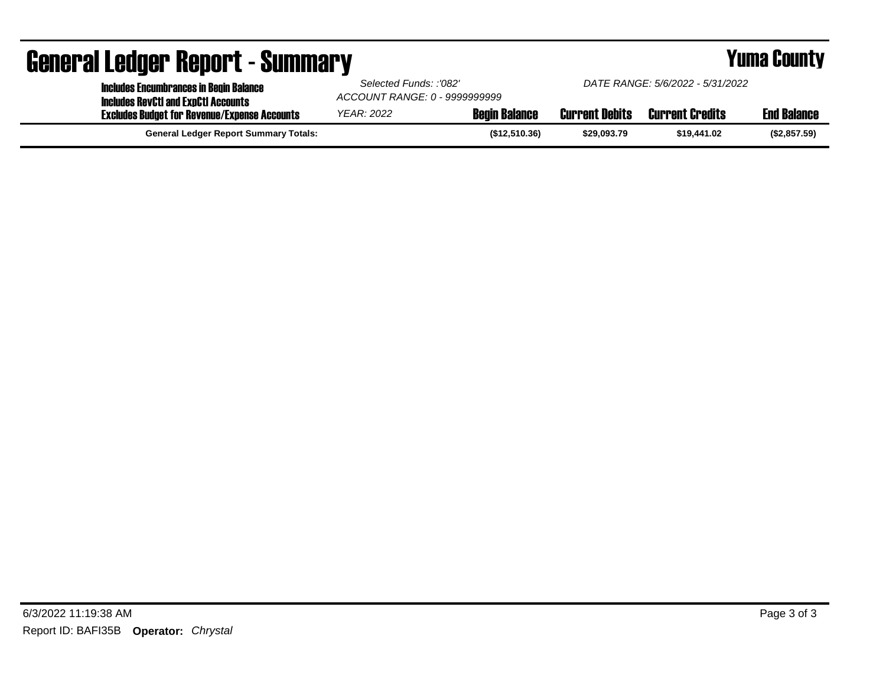# General Ledger Report - Summary

## Yuma County

**Includes Encumbrances in Begin Balance**
**Includes RevCtl and ExpCtl Accounts**
**Excludes Budget for Revenue/Expense Accounts**

*Selected Funds: :'082'*
*ACCOUNT RANGE: 0 - 9999999999*
*YEAR: 2022*

*DATE RANGE: 5/6/2022 - 5/31/2022*

| | Begin Balance | Current Debits | Current Credits | End Balance |
|---|---|---|---|---|
| **General Ledger Report Summary Totals:** | **($12,510.36)** | **$29,093.79** | **$19,441.02** | **($2,857.59)** |

6/3/2022 11:19:38 AM

Report ID: BAFI35B **Operator:** *Chrystal*